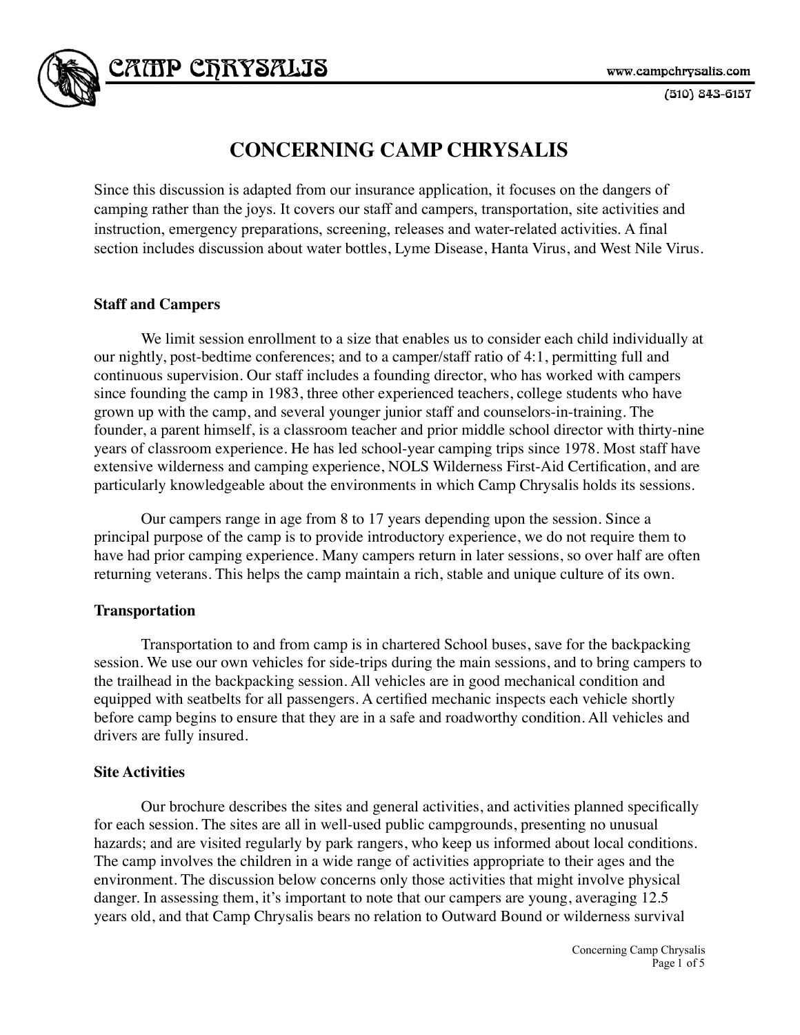CAMP CHRYSALIS

www.campchrysalis.com

(510) 843-6157

# CONCERNING CAMP CHRYSALIS

Since this discussion is adapted from our insurance application, it focuses on the dangers of camping rather than the joys. It covers our staff and campers, transportation, site activities and instruction, emergency preparations, screening, releases and water-related activities. A final section includes discussion about water bottles, Lyme Disease, Hanta Virus, and West Nile Virus.

### Staff and Campers

We limit session enrollment to a size that enables us to consider each child individually at our nightly, post-bedtime conferences; and to a camper/staff ratio of 4:1, permitting full and continuous supervision. Our staff includes a founding director, who has worked with campers since founding the camp in 1983, three other experienced teachers, college students who have grown up with the camp, and several younger junior staff and counselors-in-training. The founder, a parent himself, is a classroom teacher and prior middle school director with thirty-nine years of classroom experience. He has led school-year camping trips since 1978. Most staff have extensive wilderness and camping experience, NOLS Wilderness First-Aid Certification, and are particularly knowledgeable about the environments in which Camp Chrysalis holds its sessions.

Our campers range in age from 8 to 17 years depending upon the session. Since a principal purpose of the camp is to provide introductory experience, we do not require them to have had prior camping experience. Many campers return in later sessions, so over half are often returning veterans. This helps the camp maintain a rich, stable and unique culture of its own.

### Transportation

Transportation to and from camp is in chartered School buses, save for the backpacking session. We use our own vehicles for side-trips during the main sessions, and to bring campers to the trailhead in the backpacking session. All vehicles are in good mechanical condition and equipped with seatbelts for all passengers. A certified mechanic inspects each vehicle shortly before camp begins to ensure that they are in a safe and roadworthy condition. All vehicles and drivers are fully insured.

### Site Activities

Our brochure describes the sites and general activities, and activities planned specifically for each session. The sites are all in well-used public campgrounds, presenting no unusual hazards; and are visited regularly by park rangers, who keep us informed about local conditions. The camp involves the children in a wide range of activities appropriate to their ages and the environment. The discussion below concerns only those activities that might involve physical danger. In assessing them, it's important to note that our campers are young, averaging 12.5 years old, and that Camp Chrysalis bears no relation to Outward Bound or wilderness survival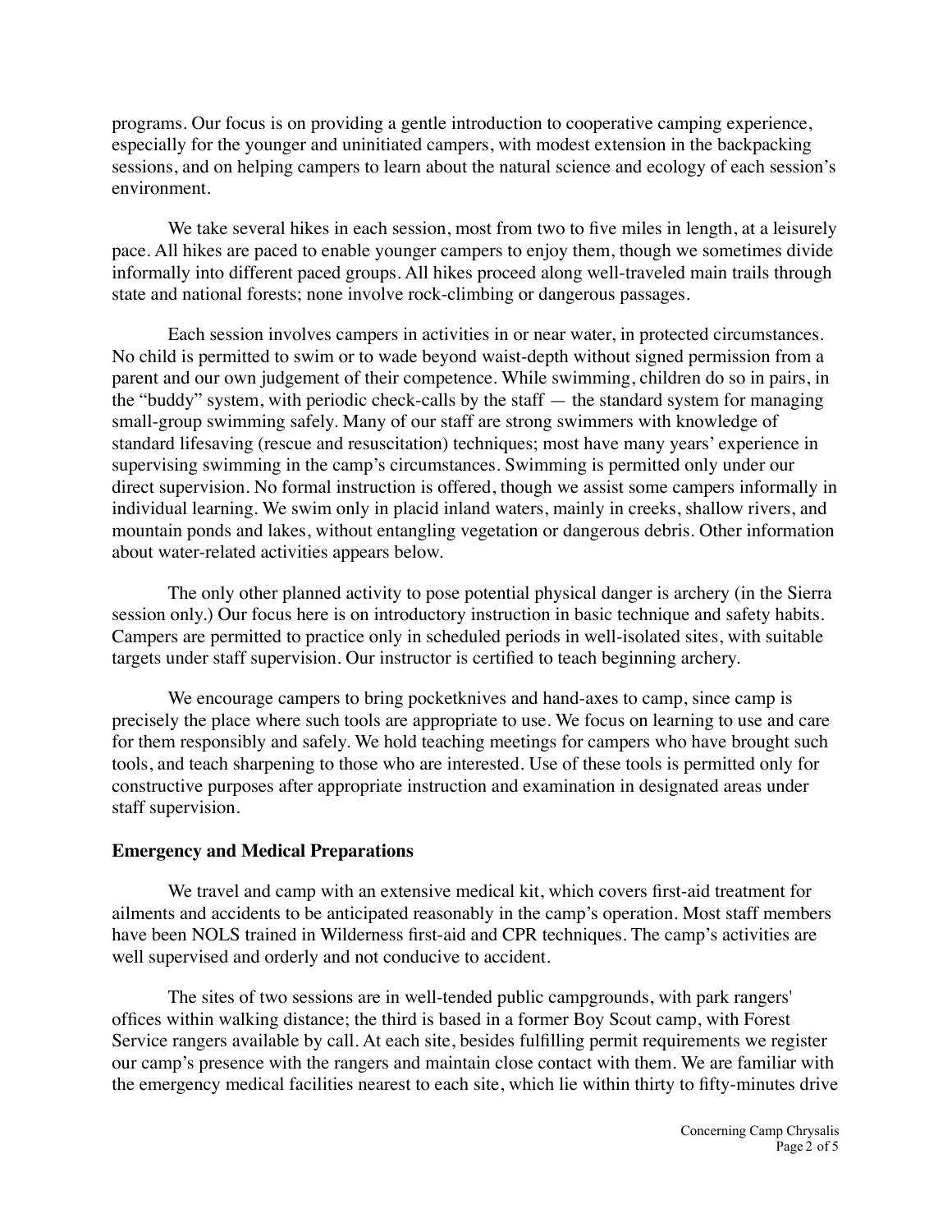programs. Our focus is on providing a gentle introduction to cooperative camping experience, especially for the younger and uninitiated campers, with modest extension in the backpacking sessions, and on helping campers to learn about the natural science and ecology of each session's environment.

We take several hikes in each session, most from two to five miles in length, at a leisurely pace. All hikes are paced to enable younger campers to enjoy them, though we sometimes divide informally into different paced groups. All hikes proceed along well-traveled main trails through state and national forests; none involve rock-climbing or dangerous passages.

Each session involves campers in activities in or near water, in protected circumstances. No child is permitted to swim or to wade beyond waist-depth without signed permission from a parent and our own judgement of their competence. While swimming, children do so in pairs, in the "buddy" system, with periodic check-calls by the staff — the standard system for managing small-group swimming safely. Many of our staff are strong swimmers with knowledge of standard lifesaving (rescue and resuscitation) techniques; most have many years' experience in supervising swimming in the camp's circumstances. Swimming is permitted only under our direct supervision. No formal instruction is offered, though we assist some campers informally in individual learning. We swim only in placid inland waters, mainly in creeks, shallow rivers, and mountain ponds and lakes, without entangling vegetation or dangerous debris. Other information about water-related activities appears below.

The only other planned activity to pose potential physical danger is archery (in the Sierra session only.) Our focus here is on introductory instruction in basic technique and safety habits. Campers are permitted to practice only in scheduled periods in well-isolated sites, with suitable targets under staff supervision. Our instructor is certified to teach beginning archery.

We encourage campers to bring pocketknives and hand-axes to camp, since camp is precisely the place where such tools are appropriate to use. We focus on learning to use and care for them responsibly and safely. We hold teaching meetings for campers who have brought such tools, and teach sharpening to those who are interested. Use of these tools is permitted only for constructive purposes after appropriate instruction and examination in designated areas under staff supervision.

**Emergency and Medical Preparations**

We travel and camp with an extensive medical kit, which covers first-aid treatment for ailments and accidents to be anticipated reasonably in the camp's operation. Most staff members have been NOLS trained in Wilderness first-aid and CPR techniques. The camp's activities are well supervised and orderly and not conducive to accident.

The sites of two sessions are in well-tended public campgrounds, with park rangers' offices within walking distance; the third is based in a former Boy Scout camp, with Forest Service rangers available by call. At each site, besides fulfilling permit requirements we register our camp's presence with the rangers and maintain close contact with them. We are familiar with the emergency medical facilities nearest to each site, which lie within thirty to fifty-minutes drive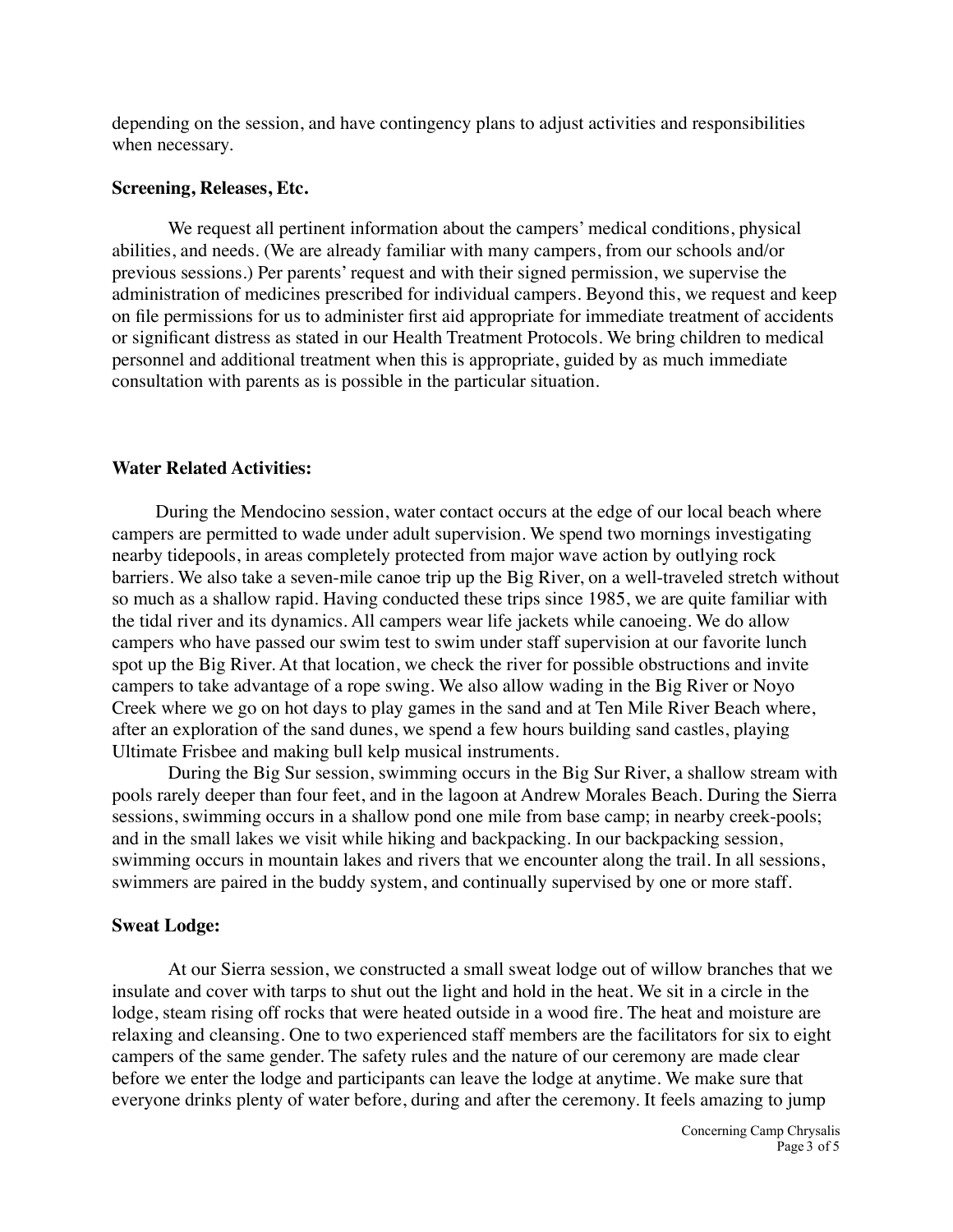depending on the session, and have contingency plans to adjust activities and responsibilities when necessary.

**Screening, Releases, Etc.**

We request all pertinent information about the campers' medical conditions, physical abilities, and needs. (We are already familiar with many campers, from our schools and/or previous sessions.) Per parents' request and with their signed permission, we supervise the administration of medicines prescribed for individual campers. Beyond this, we request and keep on file permissions for us to administer first aid appropriate for immediate treatment of accidents or significant distress as stated in our Health Treatment Protocols. We bring children to medical personnel and additional treatment when this is appropriate, guided by as much immediate consultation with parents as is possible in the particular situation.

**Water Related Activities:**

During the Mendocino session, water contact occurs at the edge of our local beach where campers are permitted to wade under adult supervision. We spend two mornings investigating nearby tidepools, in areas completely protected from major wave action by outlying rock barriers. We also take a seven-mile canoe trip up the Big River, on a well-traveled stretch without so much as a shallow rapid. Having conducted these trips since 1985, we are quite familiar with the tidal river and its dynamics. All campers wear life jackets while canoeing. We do allow campers who have passed our swim test to swim under staff supervision at our favorite lunch spot up the Big River. At that location, we check the river for possible obstructions and invite campers to take advantage of a rope swing. We also allow wading in the Big River or Noyo Creek where we go on hot days to play games in the sand and at Ten Mile River Beach where, after an exploration of the sand dunes, we spend a few hours building sand castles, playing Ultimate Frisbee and making bull kelp musical instruments.

During the Big Sur session, swimming occurs in the Big Sur River, a shallow stream with pools rarely deeper than four feet, and in the lagoon at Andrew Morales Beach. During the Sierra sessions, swimming occurs in a shallow pond one mile from base camp; in nearby creek-pools; and in the small lakes we visit while hiking and backpacking. In our backpacking session, swimming occurs in mountain lakes and rivers that we encounter along the trail. In all sessions, swimmers are paired in the buddy system, and continually supervised by one or more staff.

**Sweat Lodge:**

At our Sierra session, we constructed a small sweat lodge out of willow branches that we insulate and cover with tarps to shut out the light and hold in the heat. We sit in a circle in the lodge, steam rising off rocks that were heated outside in a wood fire. The heat and moisture are relaxing and cleansing. One to two experienced staff members are the facilitators for six to eight campers of the same gender. The safety rules and the nature of our ceremony are made clear before we enter the lodge and participants can leave the lodge at anytime. We make sure that everyone drinks plenty of water before, during and after the ceremony. It feels amazing to jump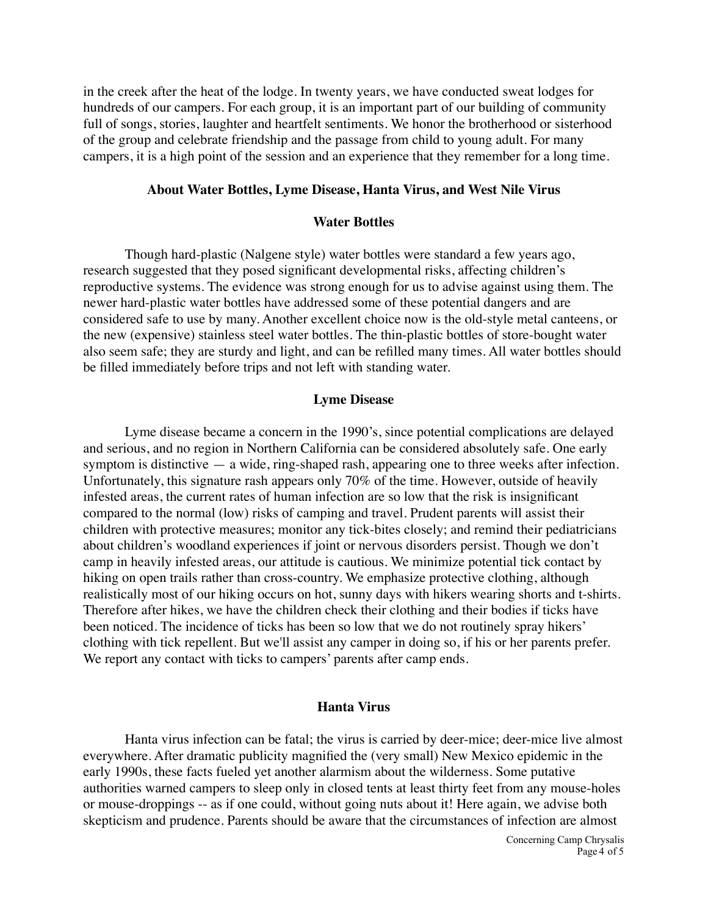in the creek after the heat of the lodge. In twenty years, we have conducted sweat lodges for hundreds of our campers. For each group, it is an important part of our building of community full of songs, stories, laughter and heartfelt sentiments. We honor the brotherhood or sisterhood of the group and celebrate friendship and the passage from child to young adult. For many campers, it is a high point of the session and an experience that they remember for a long time.

## About Water Bottles, Lyme Disease, Hanta Virus, and West Nile Virus

### Water Bottles

Though hard-plastic (Nalgene style) water bottles were standard a few years ago, research suggested that they posed significant developmental risks, affecting children's reproductive systems. The evidence was strong enough for us to advise against using them. The newer hard-plastic water bottles have addressed some of these potential dangers and are considered safe to use by many. Another excellent choice now is the old-style metal canteens, or the new (expensive) stainless steel water bottles. The thin-plastic bottles of store-bought water also seem safe; they are sturdy and light, and can be refilled many times. All water bottles should be filled immediately before trips and not left with standing water.

### Lyme Disease

Lyme disease became a concern in the 1990's, since potential complications are delayed and serious, and no region in Northern California can be considered absolutely safe. One early symptom is distinctive — a wide, ring-shaped rash, appearing one to three weeks after infection. Unfortunately, this signature rash appears only 70% of the time. However, outside of heavily infested areas, the current rates of human infection are so low that the risk is insignificant compared to the normal (low) risks of camping and travel. Prudent parents will assist their children with protective measures; monitor any tick-bites closely; and remind their pediatricians about children's woodland experiences if joint or nervous disorders persist. Though we don't camp in heavily infested areas, our attitude is cautious. We minimize potential tick contact by hiking on open trails rather than cross-country. We emphasize protective clothing, although realistically most of our hiking occurs on hot, sunny days with hikers wearing shorts and t-shirts. Therefore after hikes, we have the children check their clothing and their bodies if ticks have been noticed. The incidence of ticks has been so low that we do not routinely spray hikers' clothing with tick repellent. But we'll assist any camper in doing so, if his or her parents prefer. We report any contact with ticks to campers' parents after camp ends.

### Hanta Virus

Hanta virus infection can be fatal; the virus is carried by deer-mice; deer-mice live almost everywhere. After dramatic publicity magnified the (very small) New Mexico epidemic in the early 1990s, these facts fueled yet another alarmism about the wilderness. Some putative authorities warned campers to sleep only in closed tents at least thirty feet from any mouse-holes or mouse-droppings -- as if one could, without going nuts about it! Here again, we advise both skepticism and prudence. Parents should be aware that the circumstances of infection are almost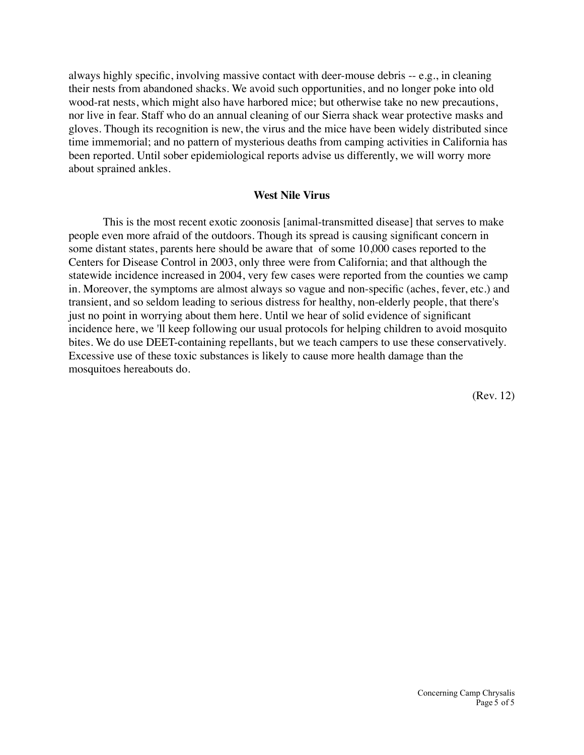always highly specific, involving massive contact with deer-mouse debris -- e.g., in cleaning their nests from abandoned shacks. We avoid such opportunities, and no longer poke into old wood-rat nests, which might also have harbored mice; but otherwise take no new precautions, nor live in fear. Staff who do an annual cleaning of our Sierra shack wear protective masks and gloves. Though its recognition is new, the virus and the mice have been widely distributed since time immemorial; and no pattern of mysterious deaths from camping activities in California has been reported. Until sober epidemiological reports advise us differently, we will worry more about sprained ankles.

**West Nile Virus**

This is the most recent exotic zoonosis [animal-transmitted disease] that serves to make people even more afraid of the outdoors. Though its spread is causing significant concern in some distant states, parents here should be aware that of some 10,000 cases reported to the Centers for Disease Control in 2003, only three were from California; and that although the statewide incidence increased in 2004, very few cases were reported from the counties we camp in. Moreover, the symptoms are almost always so vague and non-specific (aches, fever, etc.) and transient, and so seldom leading to serious distress for healthy, non-elderly people, that there's just no point in worrying about them here. Until we hear of solid evidence of significant incidence here, we 'll keep following our usual protocols for helping children to avoid mosquito bites. We do use DEET-containing repellants, but we teach campers to use these conservatively. Excessive use of these toxic substances is likely to cause more health damage than the mosquitoes hereabouts do.

(Rev. 12)